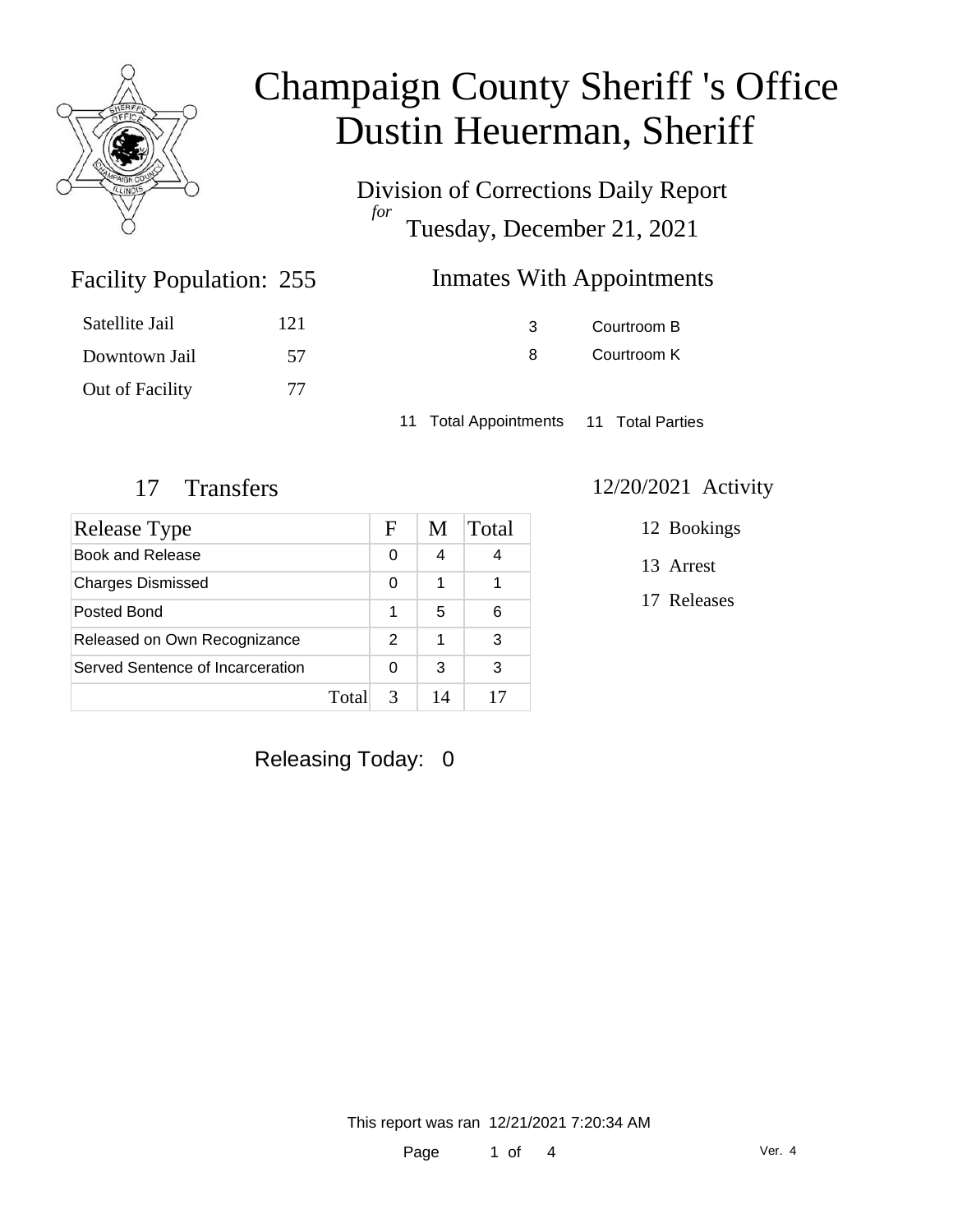# Champaign County Sheriff 's Office
# Dustin Heuerman, Sheriff

Division of Corrections Daily Report
*for*
Tuesday, December 21, 2021

## Facility Population: 255

| | |
|---|---|
| Satellite Jail | 121 |
| Downtown Jail | 57 |
| Out of Facility | 77 |

## Inmates With Appointments

| | |
|---|---|
| 3 | Courtroom B |
| 8 | Courtroom K |

11 Total Appointments 11 Total Parties

## 17 Transfers

| Release Type | F | M | Total |
|---|---|---|---|
| Book and Release | 0 | 4 | 4 |
| Charges Dismissed | 0 | 1 | 1 |
| Posted Bond | 1 | 5 | 6 |
| Released on Own Recognizance | 2 | 1 | 3 |
| Served Sentence of Incarceration | 0 | 3 | 3 |
| Total | 3 | 14 | 17 |

## 12/20/2021 Activity

12 Bookings

13 Arrest

17 Releases

Releasing Today: 0

This report was ran 12/21/2021 7:20:34 AM

Ver. 4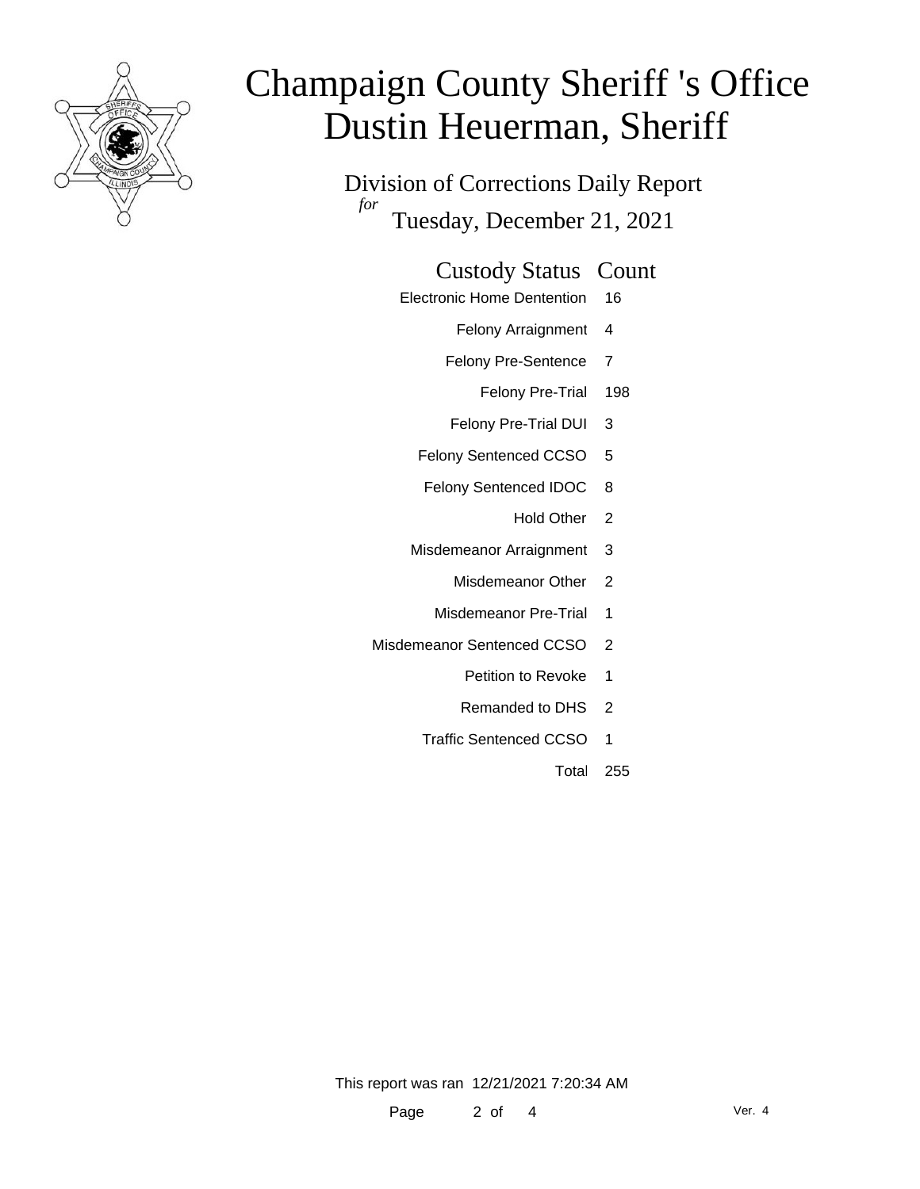# Champaign County Sheriff 's Office
# Dustin Heuerman, Sheriff

Division of Corrections Daily Report

*for* Tuesday, December 21, 2021

| Custody Status | Count |
|---|---|
| Electronic Home Dentention | 16 |
| Felony Arraignment | 4 |
| Felony Pre-Sentence | 7 |
| Felony Pre-Trial | 198 |
| Felony Pre-Trial DUI | 3 |
| Felony Sentenced CCSO | 5 |
| Felony Sentenced IDOC | 8 |
| Hold Other | 2 |
| Misdemeanor Arraignment | 3 |
| Misdemeanor Other | 2 |
| Misdemeanor Pre-Trial | 1 |
| Misdemeanor Sentenced CCSO | 2 |
| Petition to Revoke | 1 |
| Remanded to DHS | 2 |
| Traffic Sentenced CCSO | 1 |
| Total | 255 |

This report was ran 12/21/2021 7:20:34 AM

Ver. 4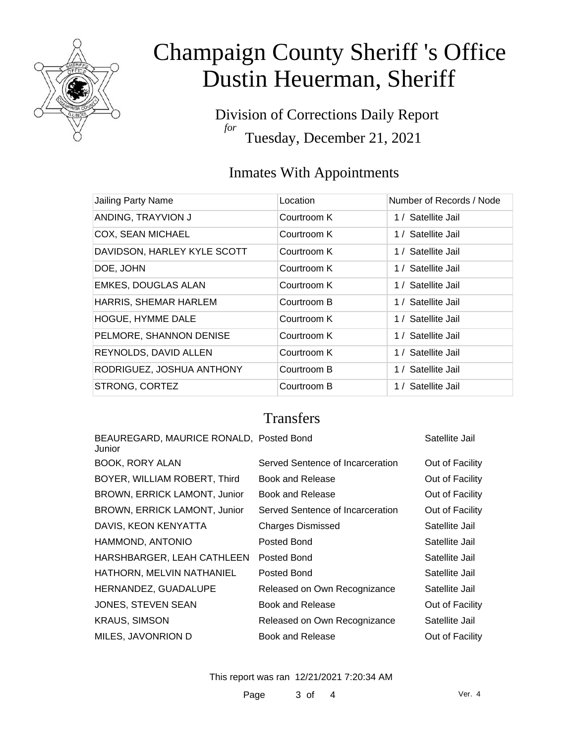# Champaign County Sheriff 's Office
# Dustin Heuerman, Sheriff

Division of Corrections Daily Report
*for*
Tuesday, December 21, 2021

## Inmates With Appointments

| Jailing Party Name | Location | Number of Records / Node |
|---|---|---|
| ANDING, TRAYVION J | Courtroom K | 1 / Satellite Jail |
| COX, SEAN MICHAEL | Courtroom K | 1 / Satellite Jail |
| DAVIDSON, HARLEY KYLE SCOTT | Courtroom K | 1 / Satellite Jail |
| DOE, JOHN | Courtroom K | 1 / Satellite Jail |
| EMKES, DOUGLAS ALAN | Courtroom K | 1 / Satellite Jail |
| HARRIS, SHEMAR HARLEM | Courtroom B | 1 / Satellite Jail |
| HOGUE, HYMME DALE | Courtroom K | 1 / Satellite Jail |
| PELMORE, SHANNON DENISE | Courtroom K | 1 / Satellite Jail |
| REYNOLDS, DAVID ALLEN | Courtroom K | 1 / Satellite Jail |
| RODRIGUEZ, JOSHUA ANTHONY | Courtroom B | 1 / Satellite Jail |
| STRONG, CORTEZ | Courtroom B | 1 / Satellite Jail |

## Transfers

| | | |
|---|---|---|
| BEAUREGARD, MAURICE RONALD, Junior | Posted Bond | Satellite Jail |
| BOOK, RORY ALAN | Served Sentence of Incarceration | Out of Facility |
| BOYER, WILLIAM ROBERT, Third | Book and Release | Out of Facility |
| BROWN, ERRICK LAMONT, Junior | Book and Release | Out of Facility |
| BROWN, ERRICK LAMONT, Junior | Served Sentence of Incarceration | Out of Facility |
| DAVIS, KEON KENYATTA | Charges Dismissed | Satellite Jail |
| HAMMOND, ANTONIO | Posted Bond | Satellite Jail |
| HARSHBARGER, LEAH CATHLEEN | Posted Bond | Satellite Jail |
| HATHORN, MELVIN NATHANIEL | Posted Bond | Satellite Jail |
| HERNANDEZ, GUADALUPE | Released on Own Recognizance | Satellite Jail |
| JONES, STEVEN SEAN | Book and Release | Out of Facility |
| KRAUS, SIMSON | Released on Own Recognizance | Satellite Jail |
| MILES, JAVONRION D | Book and Release | Out of Facility |

This report was ran 12/21/2021 7:20:34 AM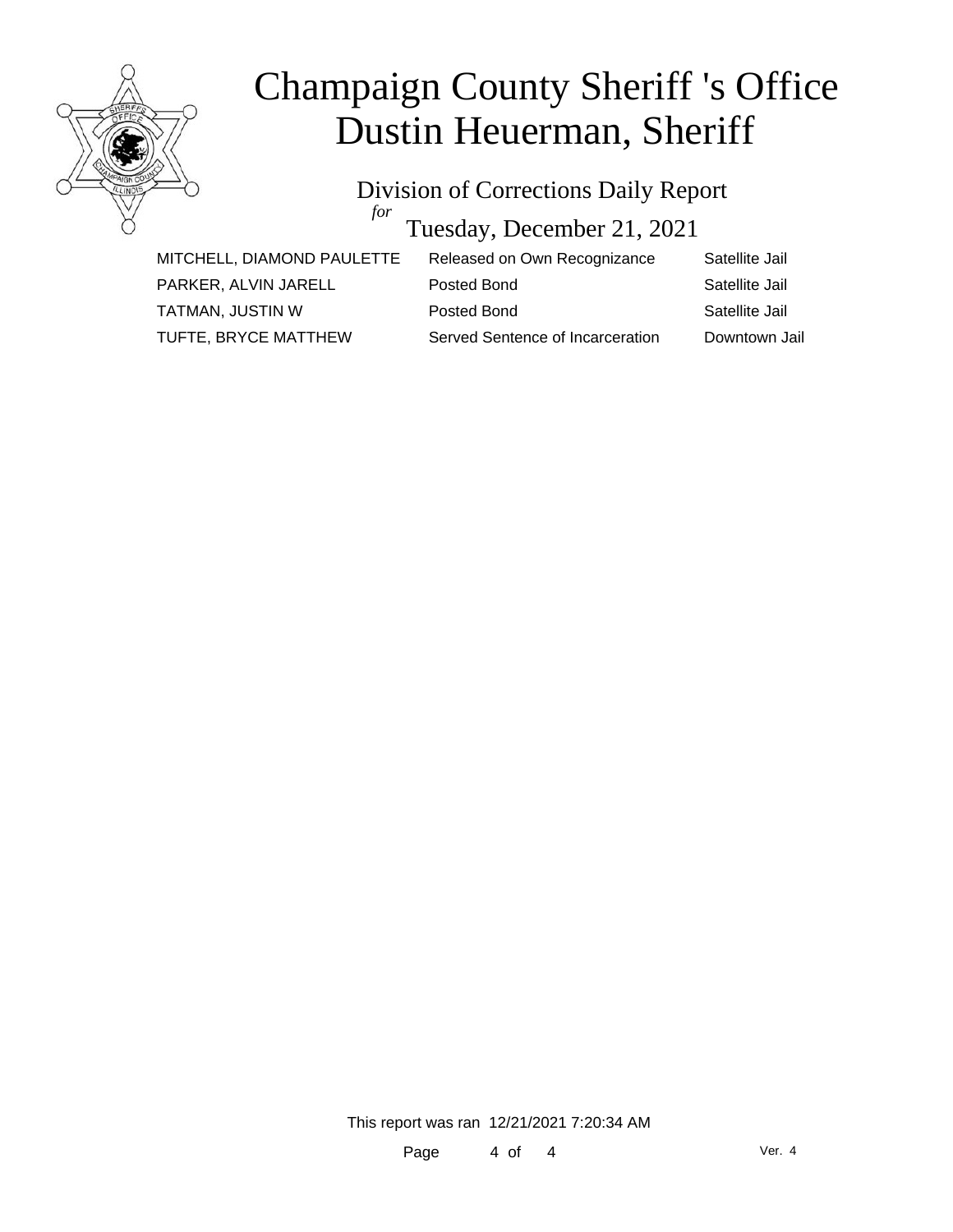# Champaign County Sheriff 's Office
# Dustin Heuerman, Sheriff

## Division of Corrections Daily Report

*for* Tuesday, December 21, 2021

| | | |
|---|---|---|
| MITCHELL, DIAMOND PAULETTE | Released on Own Recognizance | Satellite Jail |
| PARKER, ALVIN JARELL | Posted Bond | Satellite Jail |
| TATMAN, JUSTIN W | Posted Bond | Satellite Jail |
| TUFTE, BRYCE MATTHEW | Served Sentence of Incarceration | Downtown Jail |

This report was ran 12/21/2021 7:20:34 AM

Ver. 4